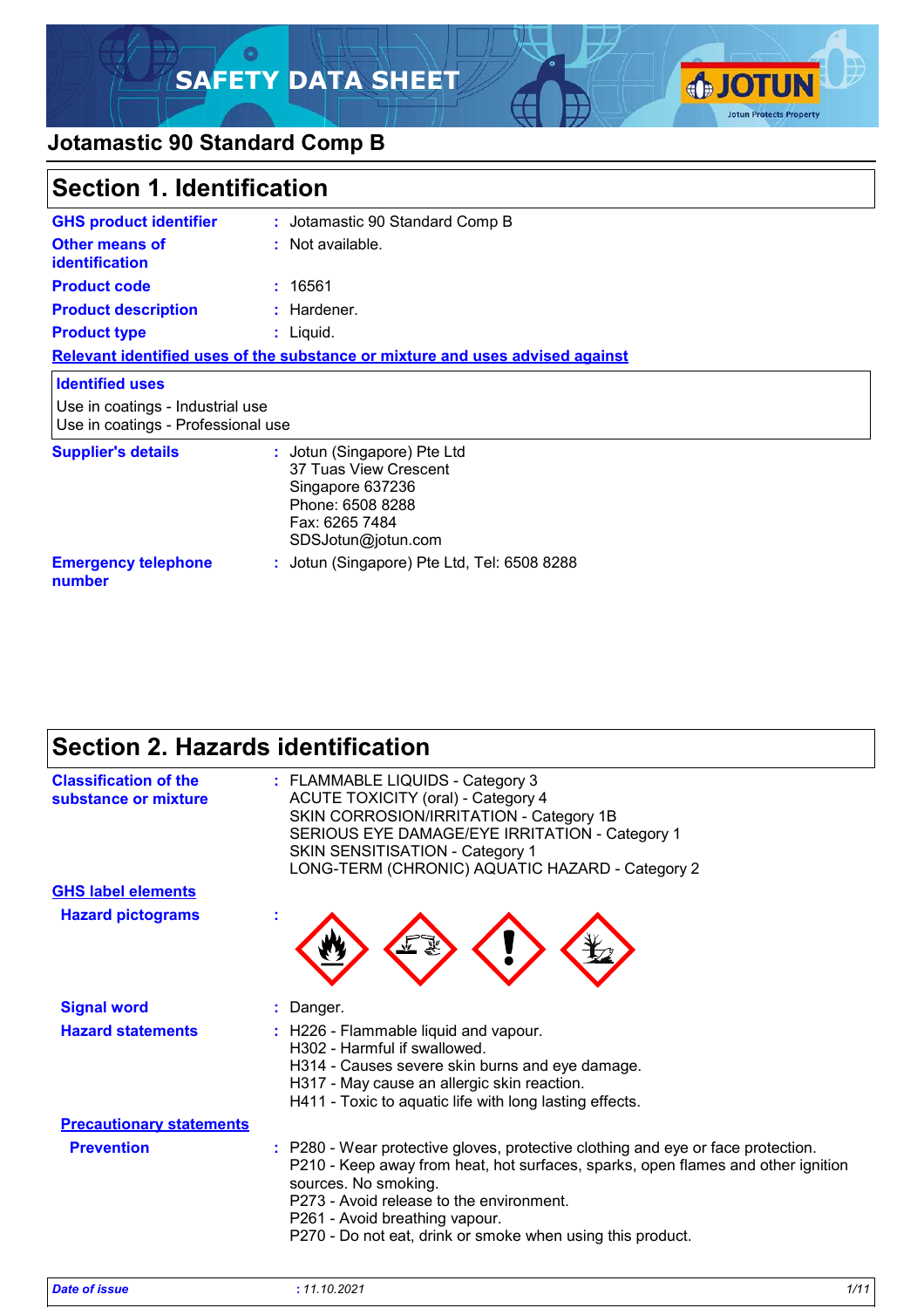# SAFETY DATA SHEET

## Jotamastic 90 Standard Comp B

## Section 1. Identification

| | | |
|---|---|---|
| **GHS product identifier** | : | Jotamastic 90 Standard Comp B |
| **Other means of identification** | : | Not available. |
| **Product code** | : | 16561 |
| **Product description** | : | Hardener. |
| **Product type** | : | Liquid. |

**Relevant identified uses of the substance or mixture and uses advised against**

**Identified uses**

Use in coatings - Industrial use
Use in coatings - Professional use

| | | |
|---|---|---|
| **Supplier's details** | : | Jotun (Singapore) Pte Ltd<br>37 Tuas View Crescent<br>Singapore 637236<br>Phone: 6508 8288<br>Fax: 6265 7484<br>SDSJotun@jotun.com |
| **Emergency telephone number** | : | Jotun (Singapore) Pte Ltd, Tel: 6508 8288 |

## Section 2. Hazards identification

**Classification of the substance or mixture** :
FLAMMABLE LIQUIDS - Category 3
ACUTE TOXICITY (oral) - Category 4
SKIN CORROSION/IRRITATION - Category 1B
SERIOUS EYE DAMAGE/EYE IRRITATION - Category 1
SKIN SENSITISATION - Category 1
LONG-TERM (CHRONIC) AQUATIC HAZARD - Category 2

**GHS label elements**

**Hazard pictograms** :

**Signal word** : Danger.

**Hazard statements** :
H226 - Flammable liquid and vapour.
H302 - Harmful if swallowed.
H314 - Causes severe skin burns and eye damage.
H317 - May cause an allergic skin reaction.
H411 - Toxic to aquatic life with long lasting effects.

**Precautionary statements**

**Prevention** :
P280 - Wear protective gloves, protective clothing and eye or face protection.
P210 - Keep away from heat, hot surfaces, sparks, open flames and other ignition sources. No smoking.
P273 - Avoid release to the environment.
P261 - Avoid breathing vapour.
P270 - Do not eat, drink or smoke when using this product.

*Date of issue* : *11.10.2021*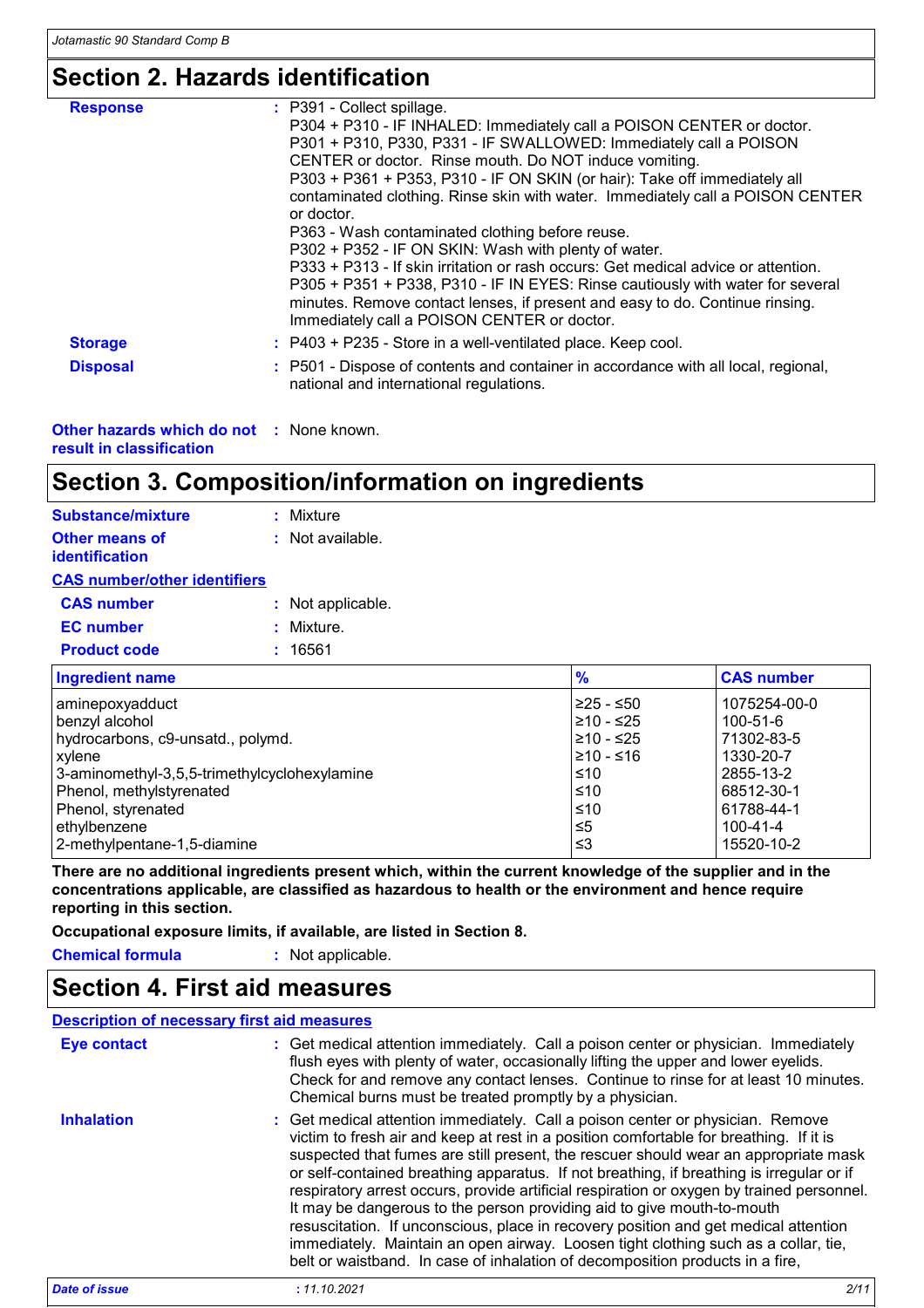## Section 2. Hazards identification

**Response** : P391 - Collect spillage.
P304 + P310 - IF INHALED: Immediately call a POISON CENTER or doctor.
P301 + P310, P330, P331 - IF SWALLOWED: Immediately call a POISON CENTER or doctor. Rinse mouth. Do NOT induce vomiting.
P303 + P361 + P353, P310 - IF ON SKIN (or hair): Take off immediately all contaminated clothing. Rinse skin with water. Immediately call a POISON CENTER or doctor.
P363 - Wash contaminated clothing before reuse.
P302 + P352 - IF ON SKIN: Wash with plenty of water.
P333 + P313 - If skin irritation or rash occurs: Get medical advice or attention.
P305 + P351 + P338, P310 - IF IN EYES: Rinse cautiously with water for several minutes. Remove contact lenses, if present and easy to do. Continue rinsing. Immediately call a POISON CENTER or doctor.

**Storage** : P403 + P235 - Store in a well-ventilated place. Keep cool.

**Disposal** : P501 - Dispose of contents and container in accordance with all local, regional, national and international regulations.

**Other hazards which do not result in classification** : None known.

## Section 3. Composition/information on ingredients

**Substance/mixture** : Mixture

**Other means of identification** : Not available.

**CAS number/other identifiers**

**CAS number** : Not applicable.

**EC number** : Mixture.

**Product code** : 16561

| Ingredient name | % | CAS number |
|---|---|---|
| aminepoxyadduct | ≥25 - ≤50 | 1075254-00-0 |
| benzyl alcohol | ≥10 - ≤25 | 100-51-6 |
| hydrocarbons, c9-unsatd., polymd. | ≥10 - ≤25 | 71302-83-5 |
| xylene | ≥10 - ≤16 | 1330-20-7 |
| 3-aminomethyl-3,5,5-trimethylcyclohexylamine | ≤10 | 2855-13-2 |
| Phenol, methylstyrenated | ≤10 | 68512-30-1 |
| Phenol, styrenated | ≤10 | 61788-44-1 |
| ethylbenzene | ≤5 | 100-41-4 |
| 2-methylpentane-1,5-diamine | ≤3 | 15520-10-2 |

**There are no additional ingredients present which, within the current knowledge of the supplier and in the concentrations applicable, are classified as hazardous to health or the environment and hence require reporting in this section.**

**Occupational exposure limits, if available, are listed in Section 8.**

**Chemical formula** : Not applicable.

## Section 4. First aid measures

**Description of necessary first aid measures**

**Eye contact** : Get medical attention immediately. Call a poison center or physician. Immediately flush eyes with plenty of water, occasionally lifting the upper and lower eyelids. Check for and remove any contact lenses. Continue to rinse for at least 10 minutes. Chemical burns must be treated promptly by a physician.

**Inhalation** : Get medical attention immediately. Call a poison center or physician. Remove victim to fresh air and keep at rest in a position comfortable for breathing. If it is suspected that fumes are still present, the rescuer should wear an appropriate mask or self-contained breathing apparatus. If not breathing, if breathing is irregular or if respiratory arrest occurs, provide artificial respiration or oxygen by trained personnel. It may be dangerous to the person providing aid to give mouth-to-mouth resuscitation. If unconscious, place in recovery position and get medical attention immediately. Maintain an open airway. Loosen tight clothing such as a collar, tie, belt or waistband. In case of inhalation of decomposition products in a fire,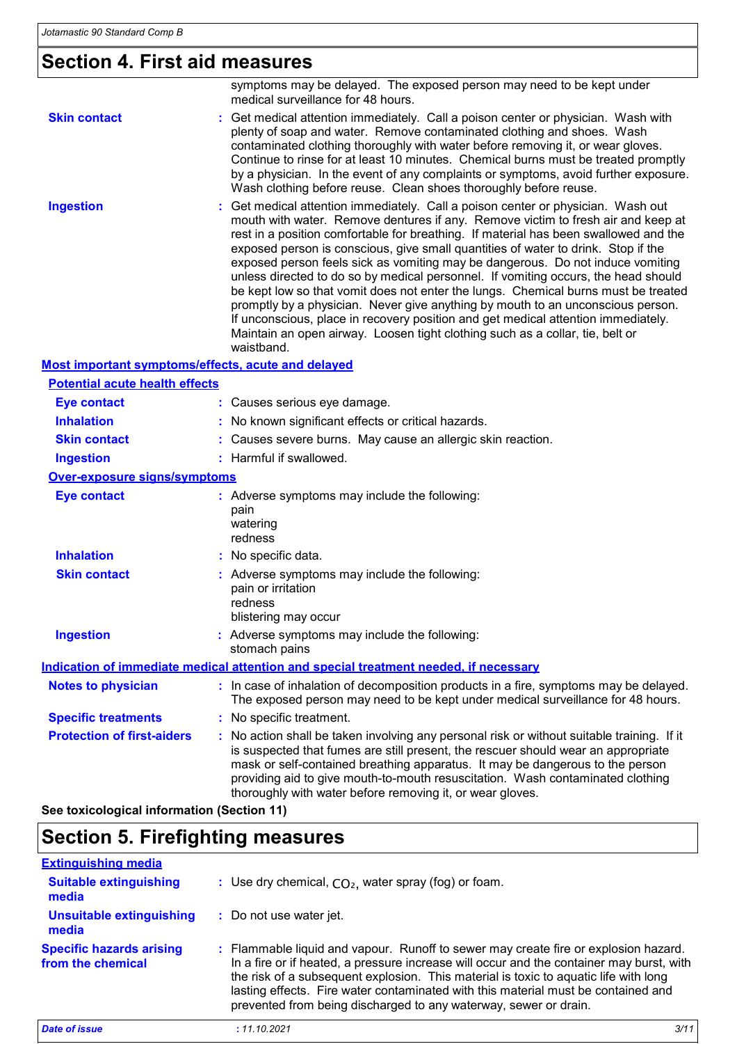## Section 4. First aid measures

symptoms may be delayed. The exposed person may need to be kept under medical surveillance for 48 hours.

**Skin contact** : Get medical attention immediately. Call a poison center or physician. Wash with plenty of soap and water. Remove contaminated clothing and shoes. Wash contaminated clothing thoroughly with water before removing it, or wear gloves. Continue to rinse for at least 10 minutes. Chemical burns must be treated promptly by a physician. In the event of any complaints or symptoms, avoid further exposure. Wash clothing before reuse. Clean shoes thoroughly before reuse.

**Ingestion** : Get medical attention immediately. Call a poison center or physician. Wash out mouth with water. Remove dentures if any. Remove victim to fresh air and keep at rest in a position comfortable for breathing. If material has been swallowed and the exposed person is conscious, give small quantities of water to drink. Stop if the exposed person feels sick as vomiting may be dangerous. Do not induce vomiting unless directed to do so by medical personnel. If vomiting occurs, the head should be kept low so that vomit does not enter the lungs. Chemical burns must be treated promptly by a physician. Never give anything by mouth to an unconscious person. If unconscious, place in recovery position and get medical attention immediately. Maintain an open airway. Loosen tight clothing such as a collar, tie, belt or waistband.

### Most important symptoms/effects, acute and delayed

#### Potential acute health effects

**Eye contact** : Causes serious eye damage.

**Inhalation** : No known significant effects or critical hazards.

**Skin contact** : Causes severe burns. May cause an allergic skin reaction.

**Ingestion** : Harmful if swallowed.

#### Over-exposure signs/symptoms

**Eye contact** : Adverse symptoms may include the following:
pain
watering
redness

**Inhalation** : No specific data.

**Skin contact** : Adverse symptoms may include the following:
pain or irritation
redness
blistering may occur

**Ingestion** : Adverse symptoms may include the following:
stomach pains

### Indication of immediate medical attention and special treatment needed, if necessary

**Notes to physician** : In case of inhalation of decomposition products in a fire, symptoms may be delayed. The exposed person may need to be kept under medical surveillance for 48 hours.

**Specific treatments** : No specific treatment.

**Protection of first-aiders** : No action shall be taken involving any personal risk or without suitable training. If it is suspected that fumes are still present, the rescuer should wear an appropriate mask or self-contained breathing apparatus. It may be dangerous to the person providing aid to give mouth-to-mouth resuscitation. Wash contaminated clothing thoroughly with water before removing it, or wear gloves.

**See toxicological information (Section 11)**

## Section 5. Firefighting measures

### Extinguishing media

**Suitable extinguishing media** : Use dry chemical, $CO_2$, water spray (fog) or foam.

**Unsuitable extinguishing media** : Do not use water jet.

**Specific hazards arising from the chemical** : Flammable liquid and vapour. Runoff to sewer may create fire or explosion hazard. In a fire or if heated, a pressure increase will occur and the container may burst, with the risk of a subsequent explosion. This material is toxic to aquatic life with long lasting effects. Fire water contaminated with this material must be contained and prevented from being discharged to any waterway, sewer or drain.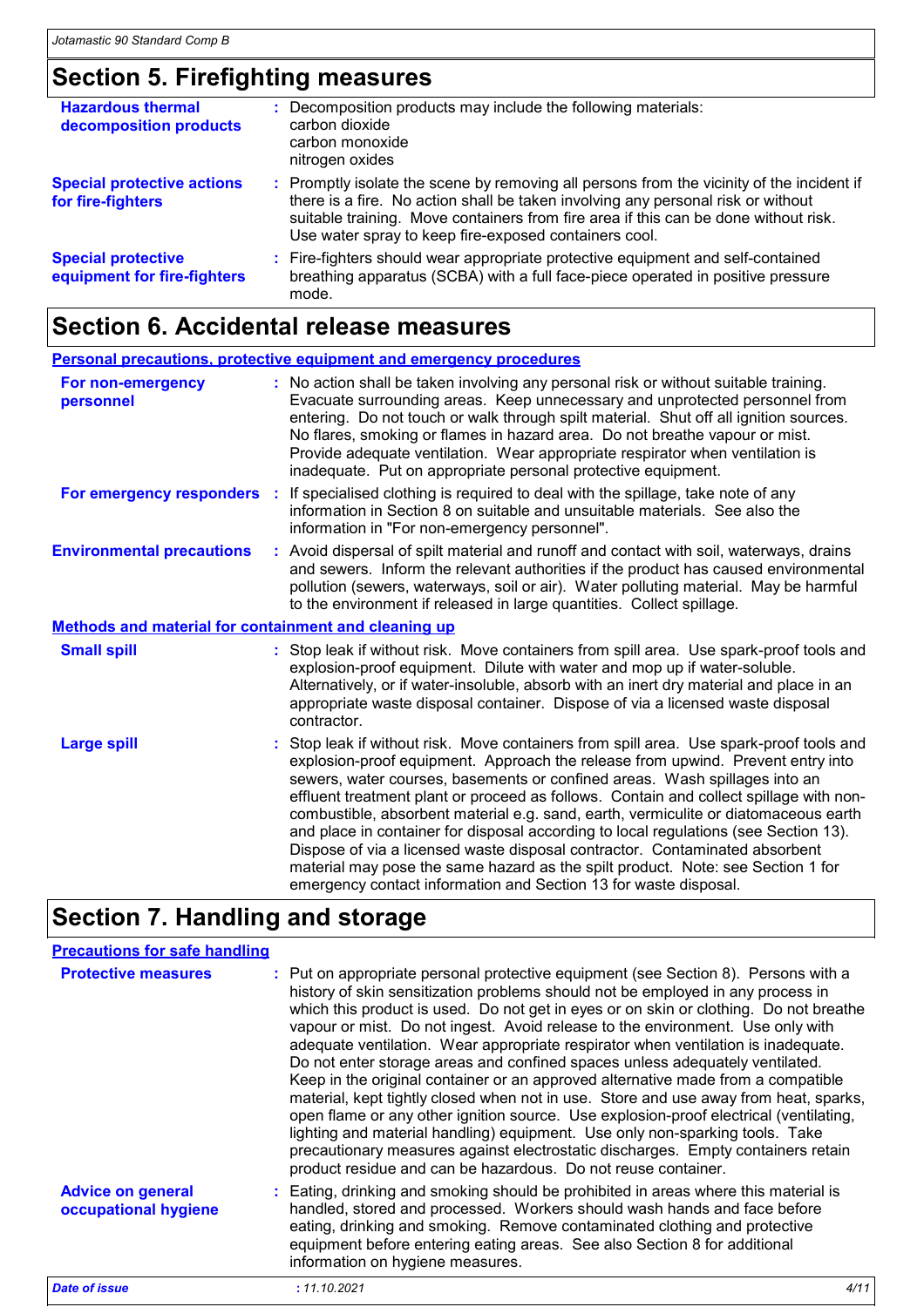## Section 5. Firefighting measures

**Hazardous thermal decomposition products** : Decomposition products may include the following materials:
carbon dioxide
carbon monoxide
nitrogen oxides

**Special protective actions for fire-fighters** : Promptly isolate the scene by removing all persons from the vicinity of the incident if there is a fire. No action shall be taken involving any personal risk or without suitable training. Move containers from fire area if this can be done without risk. Use water spray to keep fire-exposed containers cool.

**Special protective equipment for fire-fighters** : Fire-fighters should wear appropriate protective equipment and self-contained breathing apparatus (SCBA) with a full face-piece operated in positive pressure mode.

## Section 6. Accidental release measures

### Personal precautions, protective equipment and emergency procedures

**For non-emergency personnel** : No action shall be taken involving any personal risk or without suitable training. Evacuate surrounding areas. Keep unnecessary and unprotected personnel from entering. Do not touch or walk through spilt material. Shut off all ignition sources. No flares, smoking or flames in hazard area. Do not breathe vapour or mist. Provide adequate ventilation. Wear appropriate respirator when ventilation is inadequate. Put on appropriate personal protective equipment.

**For emergency responders** : If specialised clothing is required to deal with the spillage, take note of any information in Section 8 on suitable and unsuitable materials. See also the information in "For non-emergency personnel".

**Environmental precautions** : Avoid dispersal of spilt material and runoff and contact with soil, waterways, drains and sewers. Inform the relevant authorities if the product has caused environmental pollution (sewers, waterways, soil or air). Water polluting material. May be harmful to the environment if released in large quantities. Collect spillage.

### Methods and material for containment and cleaning up

**Small spill** : Stop leak if without risk. Move containers from spill area. Use spark-proof tools and explosion-proof equipment. Dilute with water and mop up if water-soluble. Alternatively, or if water-insoluble, absorb with an inert dry material and place in an appropriate waste disposal container. Dispose of via a licensed waste disposal contractor.

**Large spill** : Stop leak if without risk. Move containers from spill area. Use spark-proof tools and explosion-proof equipment. Approach the release from upwind. Prevent entry into sewers, water courses, basements or confined areas. Wash spillages into an effluent treatment plant or proceed as follows. Contain and collect spillage with non-combustible, absorbent material e.g. sand, earth, vermiculite or diatomaceous earth and place in container for disposal according to local regulations (see Section 13). Dispose of via a licensed waste disposal contractor. Contaminated absorbent material may pose the same hazard as the spilt product. Note: see Section 1 for emergency contact information and Section 13 for waste disposal.

## Section 7. Handling and storage

### Precautions for safe handling

**Protective measures** : Put on appropriate personal protective equipment (see Section 8). Persons with a history of skin sensitization problems should not be employed in any process in which this product is used. Do not get in eyes or on skin or clothing. Do not breathe vapour or mist. Do not ingest. Avoid release to the environment. Use only with adequate ventilation. Wear appropriate respirator when ventilation is inadequate. Do not enter storage areas and confined spaces unless adequately ventilated. Keep in the original container or an approved alternative made from a compatible material, kept tightly closed when not in use. Store and use away from heat, sparks, open flame or any other ignition source. Use explosion-proof electrical (ventilating, lighting and material handling) equipment. Use only non-sparking tools. Take precautionary measures against electrostatic discharges. Empty containers retain product residue and can be hazardous. Do not reuse container.

**Advice on general occupational hygiene** : Eating, drinking and smoking should be prohibited in areas where this material is handled, stored and processed. Workers should wash hands and face before eating, drinking and smoking. Remove contaminated clothing and protective equipment before entering eating areas. See also Section 8 for additional information on hygiene measures.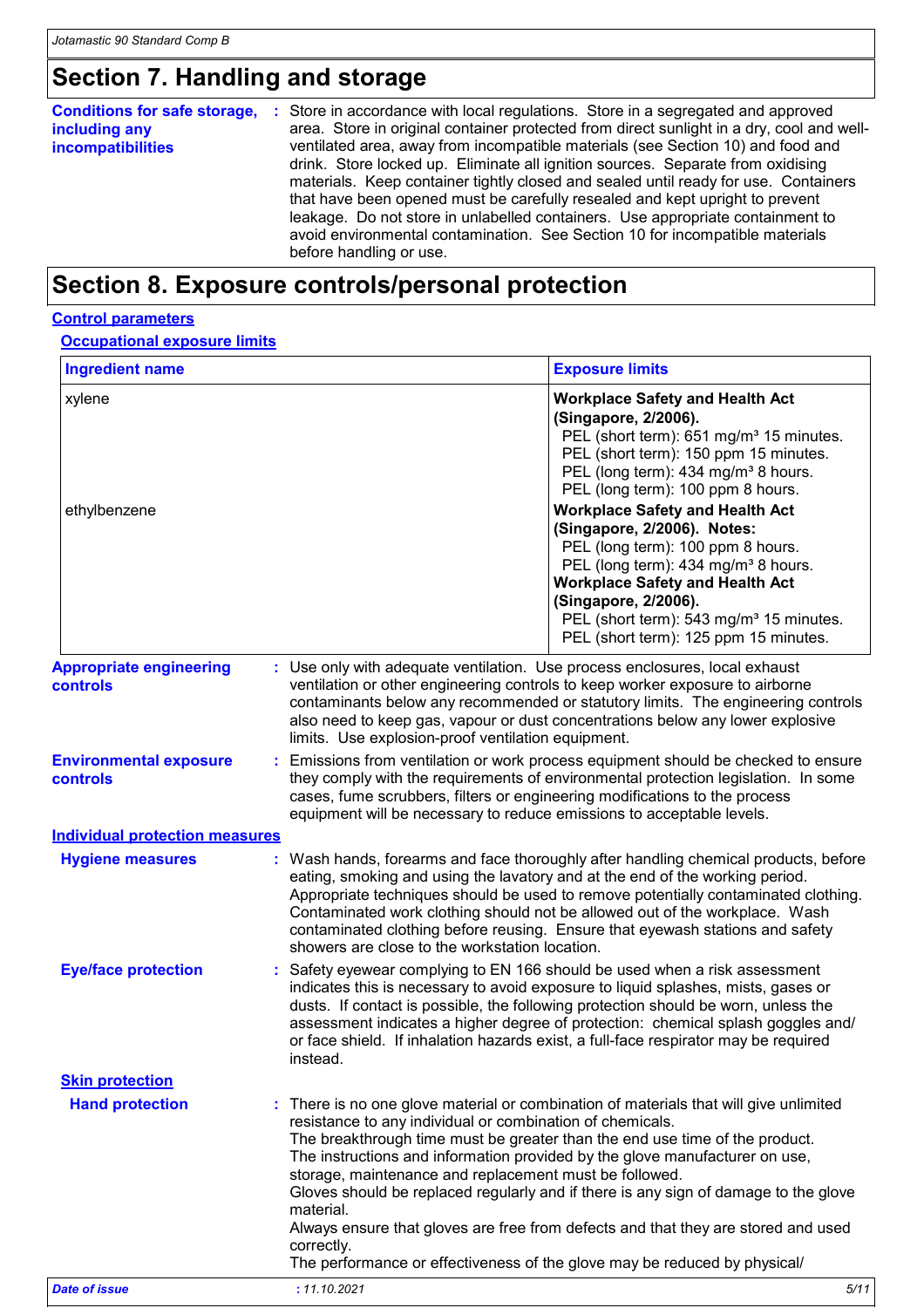## Section 7. Handling and storage

**Conditions for safe storage, including any incompatibilities** : Store in accordance with local regulations. Store in a segregated and approved area. Store in original container protected from direct sunlight in a dry, cool and well-ventilated area, away from incompatible materials (see Section 10) and food and drink. Store locked up. Eliminate all ignition sources. Separate from oxidising materials. Keep container tightly closed and sealed until ready for use. Containers that have been opened must be carefully resealed and kept upright to prevent leakage. Do not store in unlabelled containers. Use appropriate containment to avoid environmental contamination. See Section 10 for incompatible materials before handling or use.

## Section 8. Exposure controls/personal protection

### Control parameters

#### Occupational exposure limits

| Ingredient name | Exposure limits |
|---|---|
| xylene | **Workplace Safety and Health Act (Singapore, 2/2006).**<br>PEL (short term): 651 mg/m³ 15 minutes.<br>PEL (short term): 150 ppm 15 minutes.<br>PEL (long term): 434 mg/m³ 8 hours.<br>PEL (long term): 100 ppm 8 hours. |
| ethylbenzene | **Workplace Safety and Health Act (Singapore, 2/2006). Notes:**<br>PEL (long term): 100 ppm 8 hours.<br>PEL (long term): 434 mg/m³ 8 hours.<br>**Workplace Safety and Health Act (Singapore, 2/2006).**<br>PEL (short term): 543 mg/m³ 15 minutes.<br>PEL (short term): 125 ppm 15 minutes. |

**Appropriate engineering controls** : Use only with adequate ventilation. Use process enclosures, local exhaust ventilation or other engineering controls to keep worker exposure to airborne contaminants below any recommended or statutory limits. The engineering controls also need to keep gas, vapour or dust concentrations below any lower explosive limits. Use explosion-proof ventilation equipment.

**Environmental exposure controls** : Emissions from ventilation or work process equipment should be checked to ensure they comply with the requirements of environmental protection legislation. In some cases, fume scrubbers, filters or engineering modifications to the process equipment will be necessary to reduce emissions to acceptable levels.

### Individual protection measures

**Hygiene measures** : Wash hands, forearms and face thoroughly after handling chemical products, before eating, smoking and using the lavatory and at the end of the working period. Appropriate techniques should be used to remove potentially contaminated clothing. Contaminated work clothing should not be allowed out of the workplace. Wash contaminated clothing before reusing. Ensure that eyewash stations and safety showers are close to the workstation location.

**Eye/face protection** : Safety eyewear complying to EN 166 should be used when a risk assessment indicates this is necessary to avoid exposure to liquid splashes, mists, gases or dusts. If contact is possible, the following protection should be worn, unless the assessment indicates a higher degree of protection: chemical splash goggles and/ or face shield. If inhalation hazards exist, a full-face respirator may be required instead.

#### Skin protection

**Hand protection** : There is no one glove material or combination of materials that will give unlimited resistance to any individual or combination of chemicals.
The breakthrough time must be greater than the end use time of the product.
The instructions and information provided by the glove manufacturer on use, storage, maintenance and replacement must be followed.
Gloves should be replaced regularly and if there is any sign of damage to the glove material.
Always ensure that gloves are free from defects and that they are stored and used correctly.
The performance or effectiveness of the glove may be reduced by physical/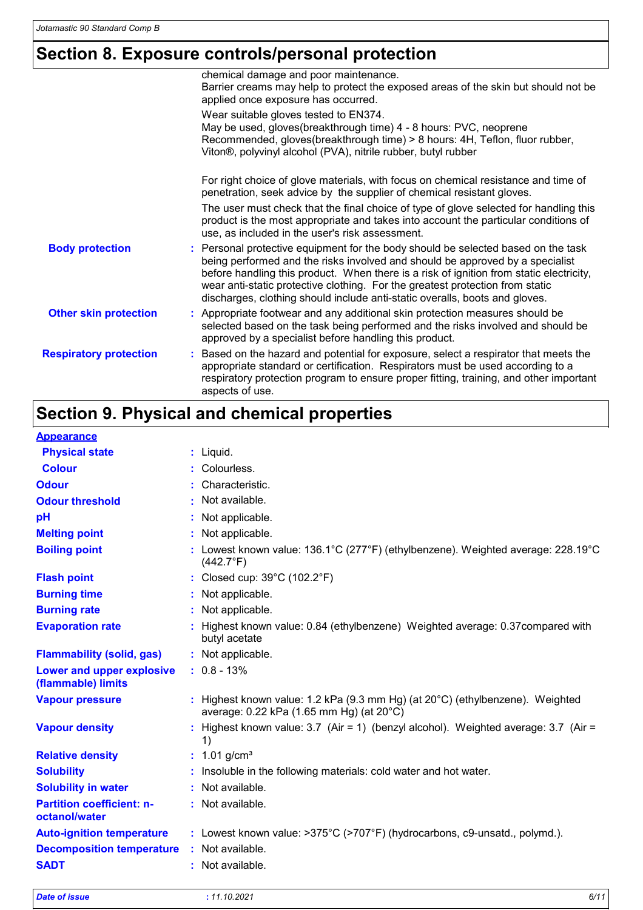## Section 8. Exposure controls/personal protection

chemical damage and poor maintenance.
Barrier creams may help to protect the exposed areas of the skin but should not be applied once exposure has occurred.

Wear suitable gloves tested to EN374.
May be used, gloves(breakthrough time) 4 - 8 hours: PVC, neoprene
Recommended, gloves(breakthrough time) > 8 hours: 4H, Teflon, fluor rubber, Viton®, polyvinyl alcohol (PVA), nitrile rubber, butyl rubber

For right choice of glove materials, with focus on chemical resistance and time of penetration, seek advice by the supplier of chemical resistant gloves.

The user must check that the final choice of type of glove selected for handling this product is the most appropriate and takes into account the particular conditions of use, as included in the user's risk assessment.

| | |
|---|---|
| **Body protection** | : Personal protective equipment for the body should be selected based on the task being performed and the risks involved and should be approved by a specialist before handling this product. When there is a risk of ignition from static electricity, wear anti-static protective clothing. For the greatest protection from static discharges, clothing should include anti-static overalls, boots and gloves. |
| **Other skin protection** | : Appropriate footwear and any additional skin protection measures should be selected based on the task being performed and the risks involved and should be approved by a specialist before handling this product. |
| **Respiratory protection** | : Based on the hazard and potential for exposure, select a respirator that meets the appropriate standard or certification. Respirators must be used according to a respiratory protection program to ensure proper fitting, training, and other important aspects of use. |

## Section 9. Physical and chemical properties

| | |
|---|---|
| **Appearance** | |
| **Physical state** | : Liquid. |
| **Colour** | : Colourless. |
| **Odour** | : Characteristic. |
| **Odour threshold** | : Not available. |
| **pH** | : Not applicable. |
| **Melting point** | : Not applicable. |
| **Boiling point** | : Lowest known value: 136.1°C (277°F) (ethylbenzene). Weighted average: 228.19°C (442.7°F) |
| **Flash point** | : Closed cup: 39°C (102.2°F) |
| **Burning time** | : Not applicable. |
| **Burning rate** | : Not applicable. |
| **Evaporation rate** | : Highest known value: 0.84 (ethylbenzene) Weighted average: 0.37compared with butyl acetate |
| **Flammability (solid, gas)** | : Not applicable. |
| **Lower and upper explosive (flammable) limits** | : 0.8 - 13% |
| **Vapour pressure** | : Highest known value: 1.2 kPa (9.3 mm Hg) (at 20°C) (ethylbenzene). Weighted average: 0.22 kPa (1.65 mm Hg) (at 20°C) |
| **Vapour density** | : Highest known value: 3.7 (Air = 1) (benzyl alcohol). Weighted average: 3.7 (Air = 1) |
| **Relative density** | : 1.01 g/cm³ |
| **Solubility** | : Insoluble in the following materials: cold water and hot water. |
| **Solubility in water** | : Not available. |
| **Partition coefficient: n-octanol/water** | : Not available. |
| **Auto-ignition temperature** | : Lowest known value: >375°C (>707°F) (hydrocarbons, c9-unsatd., polymd.). |
| **Decomposition temperature** | : Not available. |
| **SADT** | : Not available. |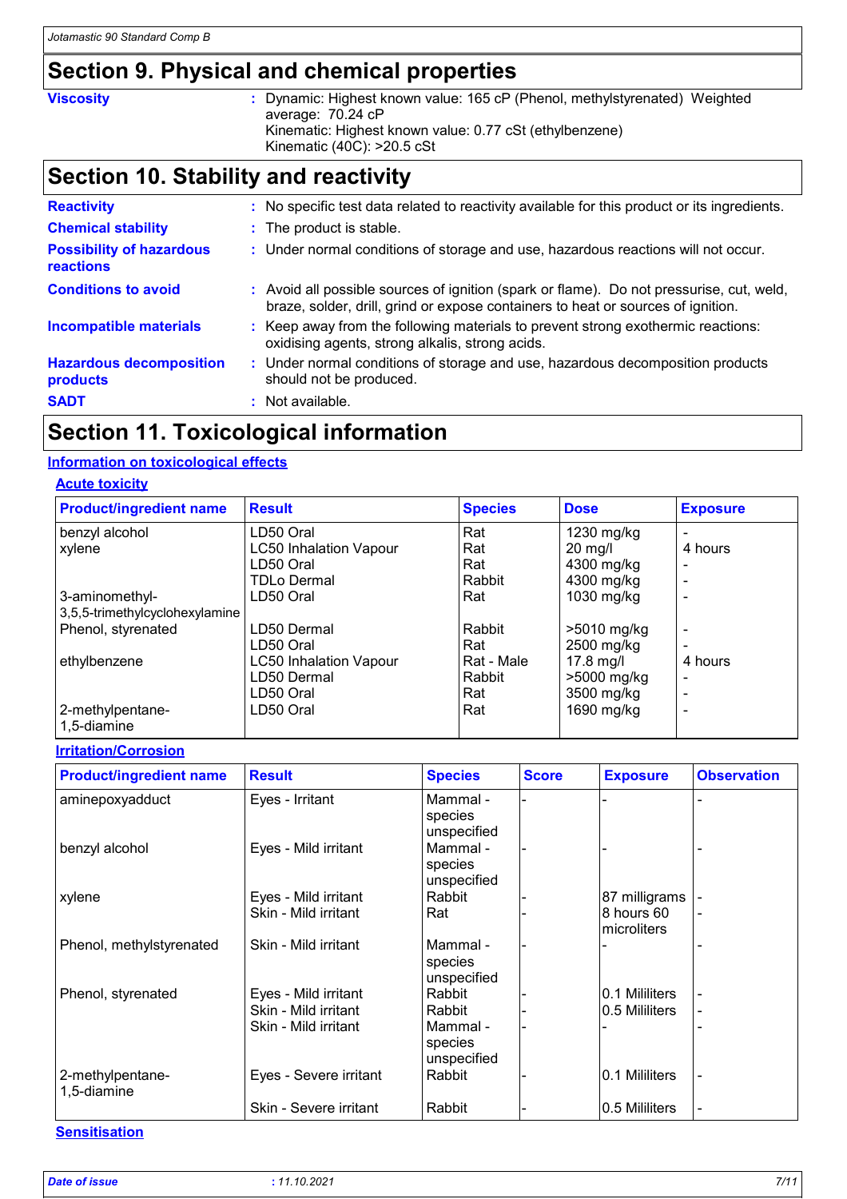# Section 9. Physical and chemical properties

**Viscosity** : Dynamic: Highest known value: 165 cP (Phenol, methylstyrenated) Weighted average: 70.24 cP
Kinematic: Highest known value: 0.77 cSt (ethylbenzene)
Kinematic (40C): >20.5 cSt

# Section 10. Stability and reactivity

**Reactivity** : No specific test data related to reactivity available for this product or its ingredients.

**Chemical stability** : The product is stable.

**Possibility of hazardous reactions** : Under normal conditions of storage and use, hazardous reactions will not occur.

**Conditions to avoid** : Avoid all possible sources of ignition (spark or flame). Do not pressurise, cut, weld, braze, solder, drill, grind or expose containers to heat or sources of ignition.

**Incompatible materials** : Keep away from the following materials to prevent strong exothermic reactions: oxidising agents, strong alkalis, strong acids.

**Hazardous decomposition products** : Under normal conditions of storage and use, hazardous decomposition products should not be produced.

**SADT** : Not available.

# Section 11. Toxicological information

## Information on toxicological effects

### Acute toxicity

| Product/ingredient name | Result | Species | Dose | Exposure |
|---|---|---|---|---|
| benzyl alcohol | LD50 Oral | Rat | 1230 mg/kg | - |
| xylene | LC50 Inhalation Vapour | Rat | 20 mg/l | 4 hours |
| | LD50 Oral | Rat | 4300 mg/kg | - |
| | TDLo Dermal | Rabbit | 4300 mg/kg | - |
| 3-aminomethyl-3,5,5-trimethylcyclohexylamine | LD50 Oral | Rat | 1030 mg/kg | - |
| Phenol, styrenated | LD50 Dermal | Rabbit | >5010 mg/kg | - |
| | LD50 Oral | Rat | 2500 mg/kg | - |
| ethylbenzene | LC50 Inhalation Vapour | Rat - Male | 17.8 mg/l | 4 hours |
| | LD50 Dermal | Rabbit | >5000 mg/kg | - |
| | LD50 Oral | Rat | 3500 mg/kg | - |
| 2-methylpentane-1,5-diamine | LD50 Oral | Rat | 1690 mg/kg | - |

### Irritation/Corrosion

| Product/ingredient name | Result | Species | Score | Exposure | Observation |
|---|---|---|---|---|---|
| aminepoxyadduct | Eyes - Irritant | Mammal - species unspecified | - | - | - |
| benzyl alcohol | Eyes - Mild irritant | Mammal - species unspecified | - | - | - |
| xylene | Eyes - Mild irritant | Rabbit | - | 87 milligrams | - |
| | Skin - Mild irritant | Rat | - | 8 hours 60 microliters | - |
| Phenol, methylstyrenated | Skin - Mild irritant | Mammal - species unspecified | - | - | - |
| Phenol, styrenated | Eyes - Mild irritant | Rabbit | - | 0.1 Mililiters | - |
| | Skin - Mild irritant | Rabbit | - | 0.5 Mililiters | - |
| | Skin - Mild irritant | Mammal - species unspecified | - | - | - |
| 2-methylpentane-1,5-diamine | Eyes - Severe irritant | Rabbit | - | 0.1 Mililiters | - |
| | Skin - Severe irritant | Rabbit | - | 0.5 Mililiters | - |

### Sensitisation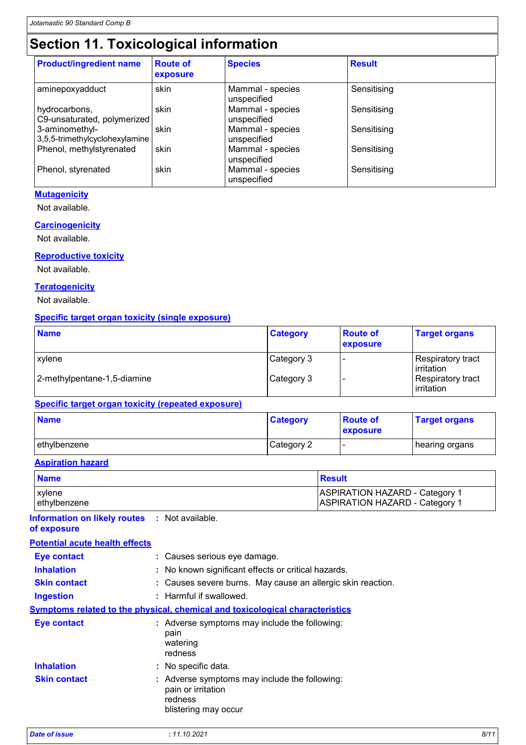# Section 11. Toxicological information

| Product/ingredient name | Route of exposure | Species | Result |
|---|---|---|---|
| aminepoxyadduct | skin | Mammal - species unspecified | Sensitising |
| hydrocarbons, C9-unsaturated, polymerized | skin | Mammal - species unspecified | Sensitising |
| 3-aminomethyl-3,5,5-trimethylcyclohexylamine | skin | Mammal - species unspecified | Sensitising |
| Phenol, methylstyrenated | skin | Mammal - species unspecified | Sensitising |
| Phenol, styrenated | skin | Mammal - species unspecified | Sensitising |

**Mutagenicity**

Not available.

**Carcinogenicity**

Not available.

**Reproductive toxicity**

Not available.

**Teratogenicity**

Not available.

**Specific target organ toxicity (single exposure)**

| Name | Category | Route of exposure | Target organs |
|---|---|---|---|
| xylene | Category 3 | - | Respiratory tract irritation |
| 2-methylpentane-1,5-diamine | Category 3 | - | Respiratory tract irritation |

**Specific target organ toxicity (repeated exposure)**

| Name | Category | Route of exposure | Target organs |
|---|---|---|---|
| ethylbenzene | Category 2 | - | hearing organs |

**Aspiration hazard**

| Name | Result |
|---|---|
| xylene | ASPIRATION HAZARD - Category 1 |
| ethylbenzene | ASPIRATION HAZARD - Category 1 |

**Information on likely routes of exposure** : Not available.

**Potential acute health effects**

**Eye contact** : Causes serious eye damage.

**Inhalation** : No known significant effects or critical hazards.

**Skin contact** : Causes severe burns. May cause an allergic skin reaction.

**Ingestion** : Harmful if swallowed.

**Symptoms related to the physical, chemical and toxicological characteristics**

**Eye contact** : Adverse symptoms may include the following:
pain
watering
redness

**Inhalation** : No specific data.

**Skin contact** : Adverse symptoms may include the following:
pain or irritation
redness
blistering may occur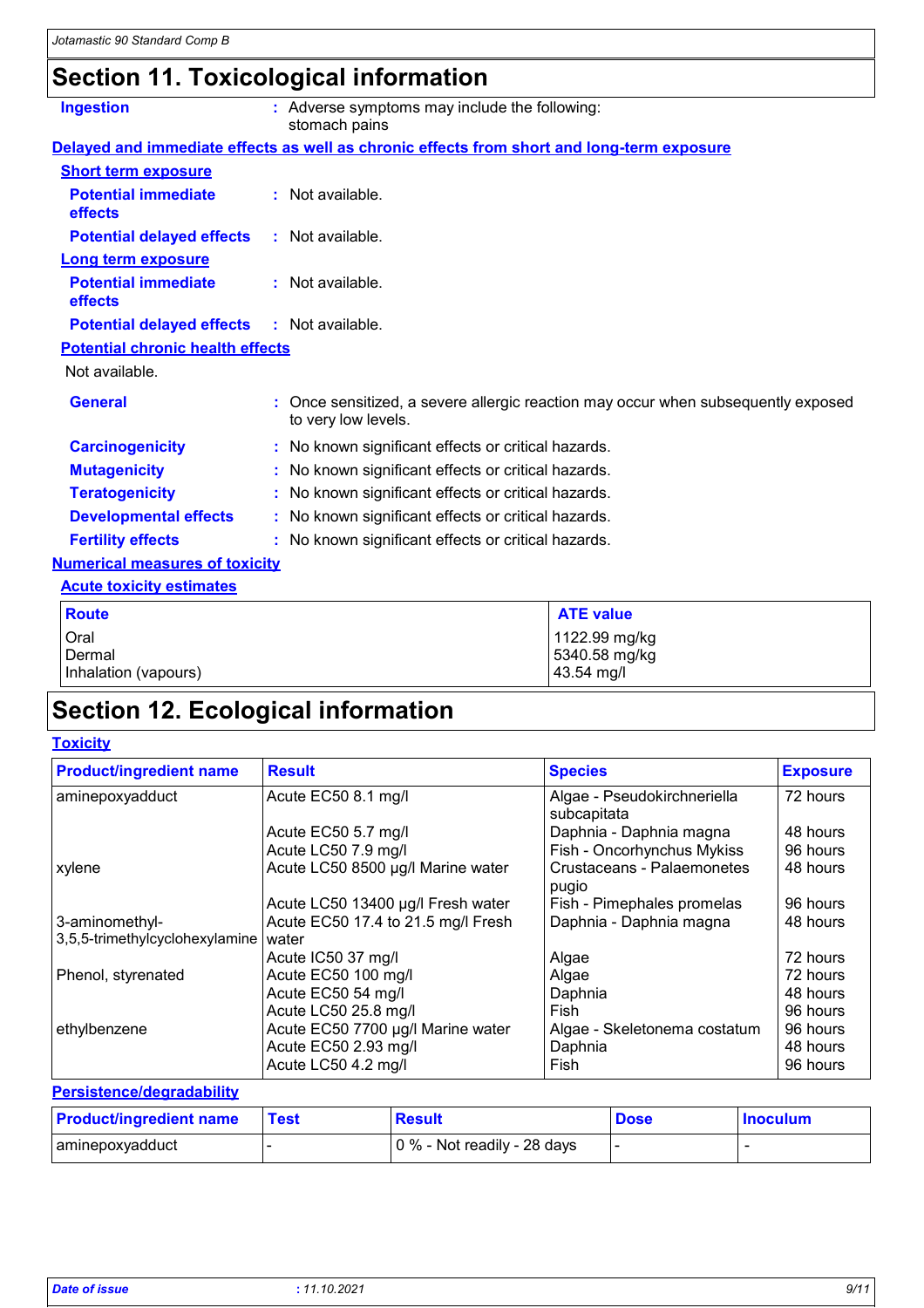# Section 11. Toxicological information

**Ingestion** : Adverse symptoms may include the following: stomach pains

**Delayed and immediate effects as well as chronic effects from short and long-term exposure**

**Short term exposure**

**Potential immediate effects** : Not available.

**Potential delayed effects** : Not available.

**Long term exposure**

**Potential immediate effects** : Not available.

**Potential delayed effects** : Not available.

**Potential chronic health effects**

Not available.

**General** : Once sensitized, a severe allergic reaction may occur when subsequently exposed to very low levels.

**Carcinogenicity** : No known significant effects or critical hazards.

**Mutagenicity** : No known significant effects or critical hazards.

**Teratogenicity** : No known significant effects or critical hazards.

**Developmental effects** : No known significant effects or critical hazards.

**Fertility effects** : No known significant effects or critical hazards.

**Numerical measures of toxicity**

**Acute toxicity estimates**

| Route | ATE value |
|---|---|
| Oral | 1122.99 mg/kg |
| Dermal | 5340.58 mg/kg |
| Inhalation (vapours) | 43.54 mg/l |

# Section 12. Ecological information

**Toxicity**

| Product/ingredient name | Result | Species | Exposure |
|---|---|---|---|
| aminepoxyadduct | Acute EC50 8.1 mg/l | Algae - Pseudokirchneriella subcapitata | 72 hours |
| | Acute EC50 5.7 mg/l | Daphnia - Daphnia magna | 48 hours |
| | Acute LC50 7.9 mg/l | Fish - Oncorhynchus Mykiss | 96 hours |
| xylene | Acute LC50 8500 µg/l Marine water | Crustaceans - Palaemonetes pugio | 48 hours |
| | Acute LC50 13400 µg/l Fresh water | Fish - Pimephales promelas | 96 hours |
| 3-aminomethyl-3,5,5-trimethylcyclohexylamine | Acute EC50 17.4 to 21.5 mg/l Fresh water | Daphnia - Daphnia magna | 48 hours |
| | Acute IC50 37 mg/l | Algae | 72 hours |
| Phenol, styrenated | Acute EC50 100 mg/l | Algae | 72 hours |
| | Acute EC50 54 mg/l | Daphnia | 48 hours |
| | Acute LC50 25.8 mg/l | Fish | 96 hours |
| ethylbenzene | Acute EC50 7700 µg/l Marine water | Algae - Skeletonema costatum | 96 hours |
| | Acute EC50 2.93 mg/l | Daphnia | 48 hours |
| | Acute LC50 4.2 mg/l | Fish | 96 hours |

**Persistence/degradability**

| Product/ingredient name | Test | Result | Dose | Inoculum |
|---|---|---|---|---|
| aminepoxyadduct | - | 0 % - Not readily - 28 days | - | - |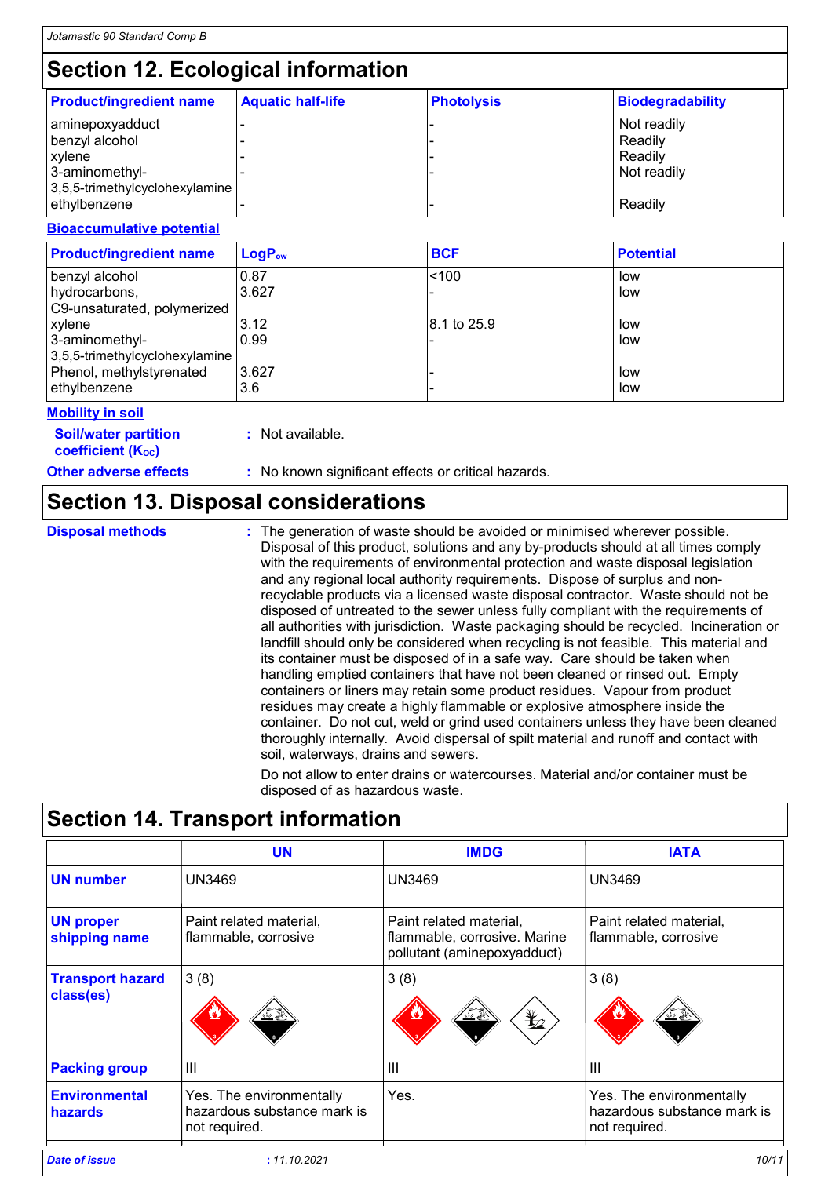# Section 12. Ecological information

| Product/ingredient name | Aquatic half-life | Photolysis | Biodegradability |
|---|---|---|---|
| aminepoxyadduct | - | - | Not readily |
| benzyl alcohol | - | - | Readily |
| xylene | - | - | Readily |
| 3-aminomethyl-3,5,5-trimethylcyclohexylamine | - | - | Not readily |
| ethylbenzene | - | - | Readily |

**Bioaccumulative potential**

| Product/ingredient name | $LogP_{ow}$ | BCF | Potential |
|---|---|---|---|
| benzyl alcohol | 0.87 | <100 | low |
| hydrocarbons, C9-unsaturated, polymerized | 3.627 | - | low |
| xylene | 3.12 | 8.1 to 25.9 | low |
| 3-aminomethyl-3,5,5-trimethylcyclohexylamine | 0.99 | - | low |
| Phenol, methylstyrenated | 3.627 | - | low |
| ethylbenzene | 3.6 | - | low |

**Mobility in soil**

**Soil/water partition coefficient ($K_{OC}$)** : Not available.

**Other adverse effects** : No known significant effects or critical hazards.

# Section 13. Disposal considerations

**Disposal methods** : The generation of waste should be avoided or minimised wherever possible. Disposal of this product, solutions and any by-products should at all times comply with the requirements of environmental protection and waste disposal legislation and any regional local authority requirements. Dispose of surplus and non-recyclable products via a licensed waste disposal contractor. Waste should not be disposed of untreated to the sewer unless fully compliant with the requirements of all authorities with jurisdiction. Waste packaging should be recycled. Incineration or landfill should only be considered when recycling is not feasible. This material and its container must be disposed of in a safe way. Care should be taken when handling emptied containers that have not been cleaned or rinsed out. Empty containers or liners may retain some product residues. Vapour from product residues may create a highly flammable or explosive atmosphere inside the container. Do not cut, weld or grind used containers unless they have been cleaned thoroughly internally. Avoid dispersal of spilt material and runoff and contact with soil, waterways, drains and sewers.

Do not allow to enter drains or watercourses. Material and/or container must be disposed of as hazardous waste.

# Section 14. Transport information

| | UN | IMDG | IATA |
|---|---|---|---|
| **UN number** | UN3469 | UN3469 | UN3469 |
| **UN proper shipping name** | Paint related material, flammable, corrosive | Paint related material, flammable, corrosive. Marine pollutant (aminepoxyadduct) | Paint related material, flammable, corrosive |
| **Transport hazard class(es)** | 3 (8) | 3 (8) | 3 (8) |
| **Packing group** | III | III | III |
| **Environmental hazards** | Yes. The environmentally hazardous substance mark is not required. | Yes. | Yes. The environmentally hazardous substance mark is not required. |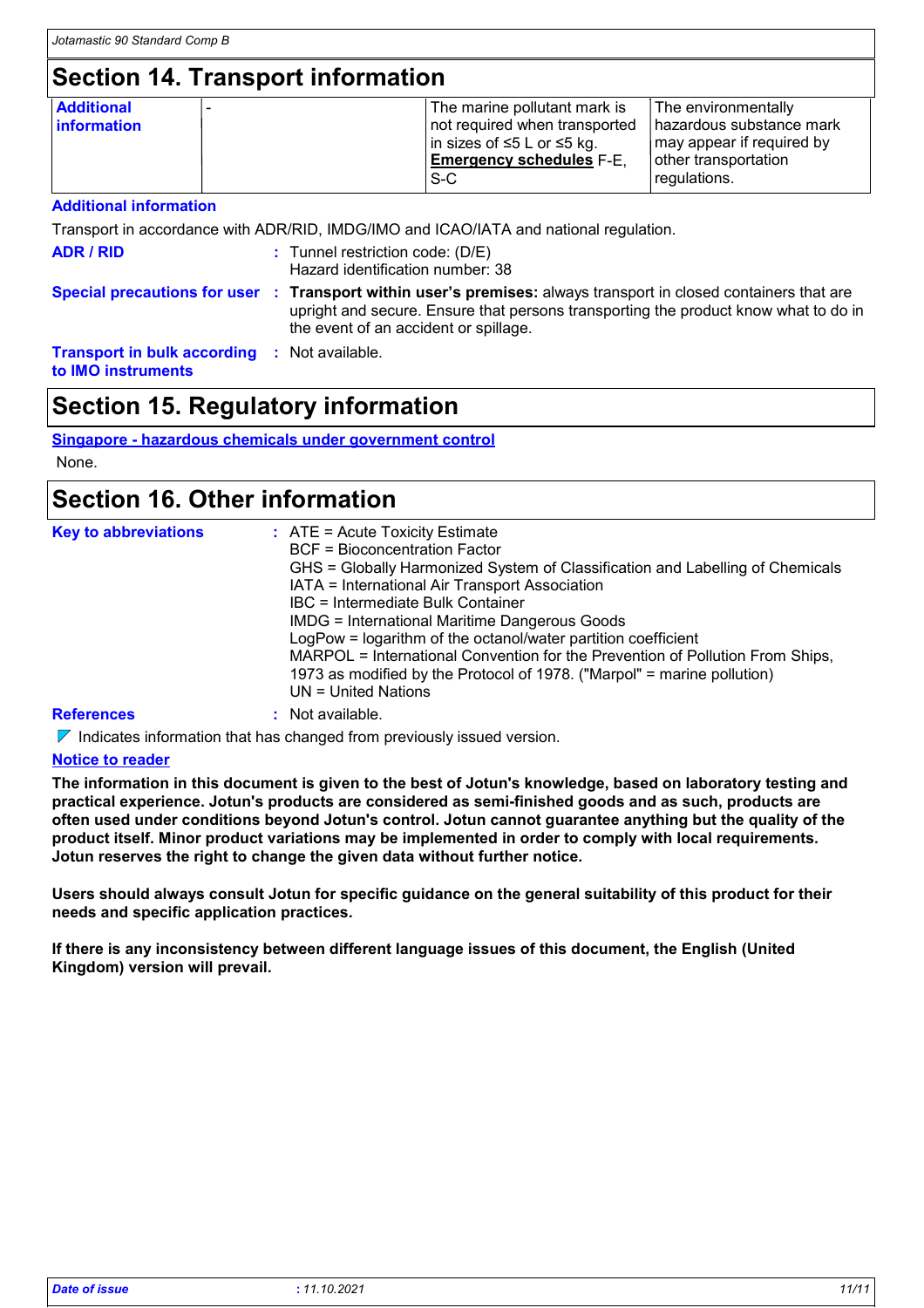## Section 14. Transport information

| | | | |
|---|---|---|---|
| **Additional information** | - | The marine pollutant mark is not required when transported in sizes of ≤5 L or ≤5 kg. **Emergency schedules** F-E, S-C | The environmentally hazardous substance mark may appear if required by other transportation regulations. |

**Additional information**

Transport in accordance with ADR/RID, IMDG/IMO and ICAO/IATA and national regulation.

**ADR / RID** : Tunnel restriction code: (D/E)
Hazard identification number: 38

**Special precautions for user** : **Transport within user's premises:** always transport in closed containers that are upright and secure. Ensure that persons transporting the product know what to do in the event of an accident or spillage.

**Transport in bulk according to IMO instruments** : Not available.

## Section 15. Regulatory information

**Singapore - hazardous chemicals under government control**

None.

## Section 16. Other information

**Key to abbreviations** : ATE = Acute Toxicity Estimate
BCF = Bioconcentration Factor
GHS = Globally Harmonized System of Classification and Labelling of Chemicals
IATA = International Air Transport Association
IBC = Intermediate Bulk Container
IMDG = International Maritime Dangerous Goods
LogPow = logarithm of the octanol/water partition coefficient
MARPOL = International Convention for the Prevention of Pollution From Ships, 1973 as modified by the Protocol of 1978. ("Marpol" = marine pollution)
UN = United Nations

**References** : Not available.

Indicates information that has changed from previously issued version.

**Notice to reader**

**The information in this document is given to the best of Jotun's knowledge, based on laboratory testing and practical experience. Jotun's products are considered as semi-finished goods and as such, products are often used under conditions beyond Jotun's control. Jotun cannot guarantee anything but the quality of the product itself. Minor product variations may be implemented in order to comply with local requirements. Jotun reserves the right to change the given data without further notice.**

**Users should always consult Jotun for specific guidance on the general suitability of this product for their needs and specific application practices.**

**If there is any inconsistency between different language issues of this document, the English (United Kingdom) version will prevail.**